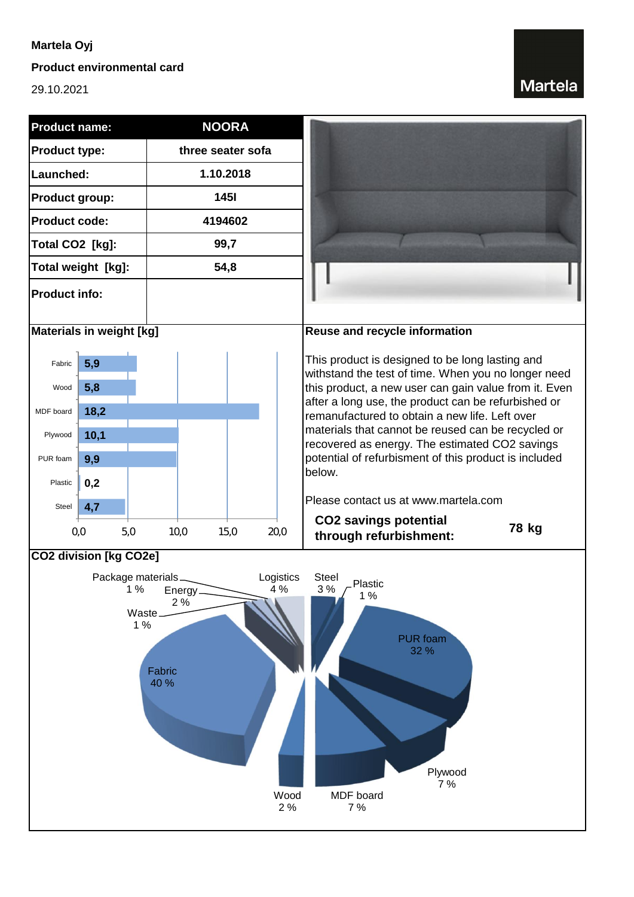Martela Oyj

**Product environmental card**

29.10.2021

| Product name: | NOORA |
|---|---|
| Product type: | three seater sofa |
| Launched: | 1.10.2018 |
| Product group: | 145I |
| Product code: | 4194602 |
| Total $CO_2$ [kg]: | 99,7 |
| Total weight [kg]: | 54,8 |
| Product info: | |

**Materials in weight [kg]**

| Material | Weight [kg] |
|---|---|
| Fabric | 5,9 |
| Wood | 5,8 |
| MDF board | 18,2 |
| Plywood | 10,1 |
| PUR foam | 9,9 |
| Plastic | 0,2 |
| Steel | 4,7 |

**Reuse and recycle information**

This product is designed to be long lasting and withstand the test of time. When you no longer need this product, a new user can gain value from it. Even after a long use, the product can be refurbished or remanufactured to obtain a new life. Left over materials that cannot be reused can be recycled or recovered as energy. The estimated $CO_2$ savings potential of refurbishment of this product is included below.

Please contact us at www.martela.com

**$CO_2$ savings potential through refurbishment:** **78 kg**

**$CO_2$ division [kg $CO_2$e]**

| Category | Share |
|---|---|
| Package materials | 1 % |
| Energy | 2 % |
| Waste | 1 % |
| Logistics | 4 % |
| Steel | 3 % |
| Plastic | 1 % |
| PUR foam | 32 % |
| Plywood | 7 % |
| MDF board | 7 % |
| Wood | 2 % |
| Fabric | 40 % |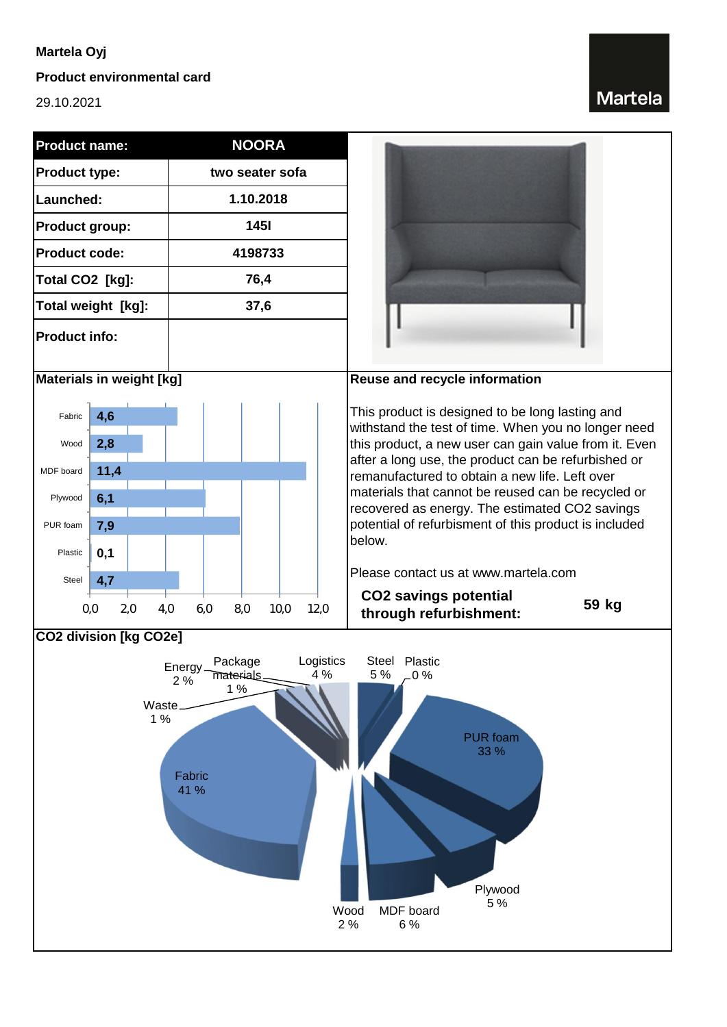**Martela Oyj**

**Product environmental card**

29.10.2021

Martela

| | |
|---|---|
| **Product name:** | **NOORA** |
| **Product type:** | **two seater sofa** |
| **Launched:** | **1.10.2018** |
| **Product group:** | **145I** |
| **Product code:** | **4198733** |
| **Total $CO_2$ [kg]:** | **76,4** |
| **Total weight [kg]:** | **37,6** |
| **Product info:** | |

**Materials in weight [kg]**

Fabric 4,6
Wood 2,8
MDF board 11,4
Plywood 6,1
PUR foam 7,9
Plastic 0,1
Steel 4,7

0,0 2,0 4,0 6,0 8,0 10,0 12,0

**Reuse and recycle information**

This product is designed to be long lasting and withstand the test of time. When you no longer need this product, a new user can gain value from it. Even after a long use, the product can be refurbished or remanufactured to obtain a new life. Left over materials that cannot be reused can be recycled or recovered as energy. The estimated $CO_2$ savings potential of refurbisment of this product is included below.

Please contact us at www.martela.com

**$CO_2$ savings potential through refurbishment:** **59 kg**

**$CO_2$ division [kg $CO_2$e]**

Energy 2 %
Package materials 1 %
Logistics 4 %
Steel 5 %
Plastic 0 %
Waste 1 %
PUR foam 33 %
Fabric 41 %
Plywood 5 %
Wood 2 %
MDF board 6 %